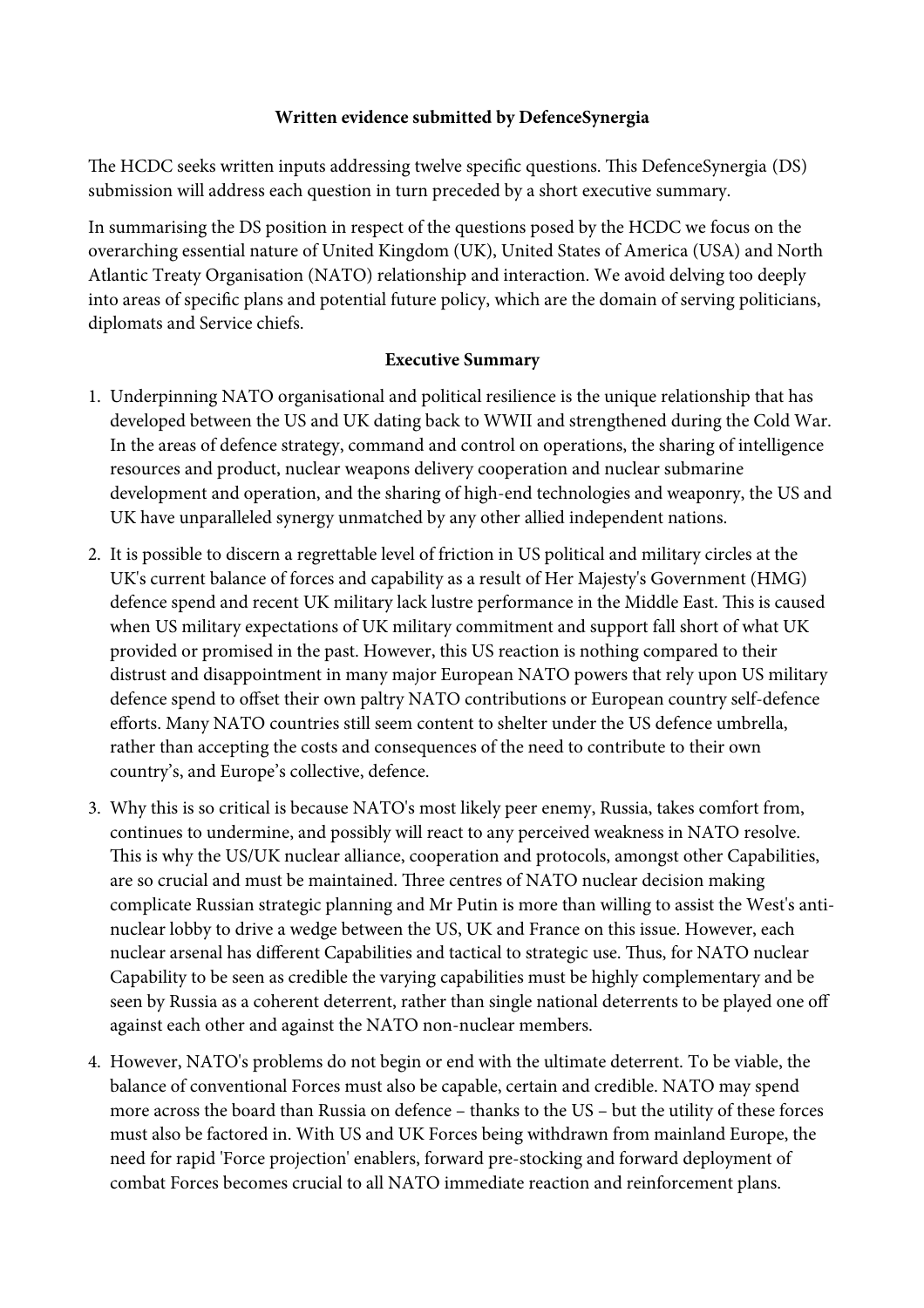**Written evidence submitted by DefenceSynergia**

The HCDC seeks written inputs addressing twelve specific questions. This DefenceSynergia (DS) submission will address each question in turn preceded by a short executive summary.

In summarising the DS position in respect of the questions posed by the HCDC we focus on the overarching essential nature of United Kingdom (UK), United States of America (USA) and North Atlantic Treaty Organisation (NATO) relationship and interaction. We avoid delving too deeply into areas of specific plans and potential future policy, which are the domain of serving politicians, diplomats and Service chiefs.

**Executive Summary**

1. Underpinning NATO organisational and political resilience is the unique relationship that has developed between the US and UK dating back to WWII and strengthened during the Cold War. In the areas of defence strategy, command and control on operations, the sharing of intelligence resources and product, nuclear weapons delivery cooperation and nuclear submarine development and operation, and the sharing of high-end technologies and weaponry, the US and UK have unparalleled synergy unmatched by any other allied independent nations.

2. It is possible to discern a regrettable level of friction in US political and military circles at the UK's current balance of forces and capability as a result of Her Majesty's Government (HMG) defence spend and recent UK military lack lustre performance in the Middle East. This is caused when US military expectations of UK military commitment and support fall short of what UK provided or promised in the past. However, this US reaction is nothing compared to their distrust and disappointment in many major European NATO powers that rely upon US military defence spend to offset their own paltry NATO contributions or European country self-defence efforts. Many NATO countries still seem content to shelter under the US defence umbrella, rather than accepting the costs and consequences of the need to contribute to their own country's, and Europe's collective, defence.

3. Why this is so critical is because NATO's most likely peer enemy, Russia, takes comfort from, continues to undermine, and possibly will react to any perceived weakness in NATO resolve. This is why the US/UK nuclear alliance, cooperation and protocols, amongst other Capabilities, are so crucial and must be maintained. Three centres of NATO nuclear decision making complicate Russian strategic planning and Mr Putin is more than willing to assist the West's anti-nuclear lobby to drive a wedge between the US, UK and France on this issue. However, each nuclear arsenal has different Capabilities and tactical to strategic use. Thus, for NATO nuclear Capability to be seen as credible the varying capabilities must be highly complementary and be seen by Russia as a coherent deterrent, rather than single national deterrents to be played one off against each other and against the NATO non-nuclear members.

4. However, NATO's problems do not begin or end with the ultimate deterrent. To be viable, the balance of conventional Forces must also be capable, certain and credible. NATO may spend more across the board than Russia on defence – thanks to the US – but the utility of these forces must also be factored in. With US and UK Forces being withdrawn from mainland Europe, the need for rapid 'Force projection' enablers, forward pre-stocking and forward deployment of combat Forces becomes crucial to all NATO immediate reaction and reinforcement plans.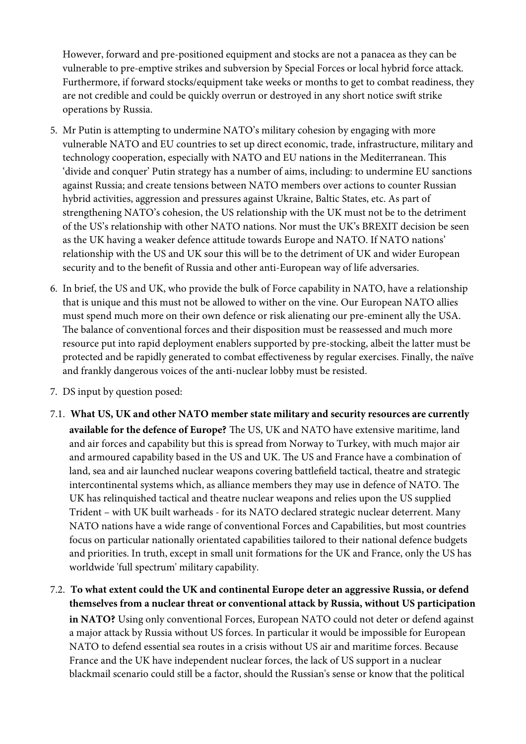However, forward and pre-positioned equipment and stocks are not a panacea as they can be vulnerable to pre-emptive strikes and subversion by Special Forces or local hybrid force attack. Furthermore, if forward stocks/equipment take weeks or months to get to combat readiness, they are not credible and could be quickly overrun or destroyed in any short notice swift strike operations by Russia.

5. Mr Putin is attempting to undermine NATO's military cohesion by engaging with more vulnerable NATO and EU countries to set up direct economic, trade, infrastructure, military and technology cooperation, especially with NATO and EU nations in the Mediterranean. This 'divide and conquer' Putin strategy has a number of aims, including: to undermine EU sanctions against Russia; and create tensions between NATO members over actions to counter Russian hybrid activities, aggression and pressures against Ukraine, Baltic States, etc. As part of strengthening NATO's cohesion, the US relationship with the UK must not be to the detriment of the US's relationship with other NATO nations. Nor must the UK's BREXIT decision be seen as the UK having a weaker defence attitude towards Europe and NATO. If NATO nations' relationship with the US and UK sour this will be to the detriment of UK and wider European security and to the benefit of Russia and other anti-European way of life adversaries.

6. In brief, the US and UK, who provide the bulk of Force capability in NATO, have a relationship that is unique and this must not be allowed to wither on the vine. Our European NATO allies must spend much more on their own defence or risk alienating our pre-eminent ally the USA. The balance of conventional forces and their disposition must be reassessed and much more resource put into rapid deployment enablers supported by pre-stocking, albeit the latter must be protected and be rapidly generated to combat effectiveness by regular exercises. Finally, the naïve and frankly dangerous voices of the anti-nuclear lobby must be resisted.

7. DS input by question posed:

7.1. **What US, UK and other NATO member state military and security resources are currently available for the defence of Europe?** The US, UK and NATO have extensive maritime, land and air forces and capability but this is spread from Norway to Turkey, with much major air and armoured capability based in the US and UK. The US and France have a combination of land, sea and air launched nuclear weapons covering battlefield tactical, theatre and strategic intercontinental systems which, as alliance members they may use in defence of NATO. The UK has relinquished tactical and theatre nuclear weapons and relies upon the US supplied Trident – with UK built warheads - for its NATO declared strategic nuclear deterrent. Many NATO nations have a wide range of conventional Forces and Capabilities, but most countries focus on particular nationally orientated capabilities tailored to their national defence budgets and priorities. In truth, except in small unit formations for the UK and France, only the US has worldwide 'full spectrum' military capability.

7.2. **To what extent could the UK and continental Europe deter an aggressive Russia, or defend themselves from a nuclear threat or conventional attack by Russia, without US participation in NATO?** Using only conventional Forces, European NATO could not deter or defend against a major attack by Russia without US forces. In particular it would be impossible for European NATO to defend essential sea routes in a crisis without US air and maritime forces. Because France and the UK have independent nuclear forces, the lack of US support in a nuclear blackmail scenario could still be a factor, should the Russian's sense or know that the political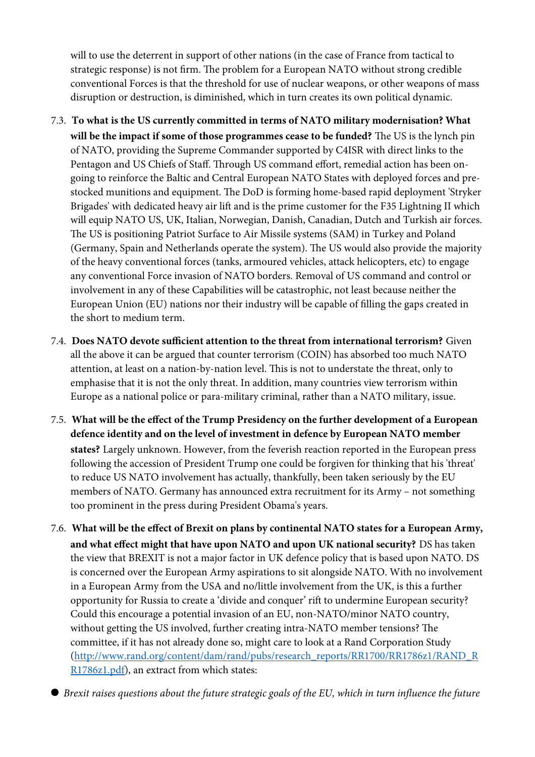will to use the deterrent in support of other nations (in the case of France from tactical to strategic response) is not firm. The problem for a European NATO without strong credible conventional Forces is that the threshold for use of nuclear weapons, or other weapons of mass disruption or destruction, is diminished, which in turn creates its own political dynamic.

7.3. **To what is the US currently committed in terms of NATO military modernisation? What will be the impact if some of those programmes cease to be funded?** The US is the lynch pin of NATO, providing the Supreme Commander supported by C4ISR with direct links to the Pentagon and US Chiefs of Staff. Through US command effort, remedial action has been on-going to reinforce the Baltic and Central European NATO States with deployed forces and pre-stocked munitions and equipment. The DoD is forming home-based rapid deployment 'Stryker Brigades' with dedicated heavy air lift and is the prime customer for the F35 Lightning II which will equip NATO US, UK, Italian, Norwegian, Danish, Canadian, Dutch and Turkish air forces. The US is positioning Patriot Surface to Air Missile systems (SAM) in Turkey and Poland (Germany, Spain and Netherlands operate the system). The US would also provide the majority of the heavy conventional forces (tanks, armoured vehicles, attack helicopters, etc) to engage any conventional Force invasion of NATO borders. Removal of US command and control or involvement in any of these Capabilities will be catastrophic, not least because neither the European Union (EU) nations nor their industry will be capable of filling the gaps created in the short to medium term.

7.4. **Does NATO devote sufficient attention to the threat from international terrorism?** Given all the above it can be argued that counter terrorism (COIN) has absorbed too much NATO attention, at least on a nation-by-nation level. This is not to understate the threat, only to emphasise that it is not the only threat. In addition, many countries view terrorism within Europe as a national police or para-military criminal, rather than a NATO military, issue.

7.5. **What will be the effect of the Trump Presidency on the further development of a European defence identity and on the level of investment in defence by European NATO member states?** Largely unknown. However, from the feverish reaction reported in the European press following the accession of President Trump one could be forgiven for thinking that his 'threat' to reduce US NATO involvement has actually, thankfully, been taken seriously by the EU members of NATO. Germany has announced extra recruitment for its Army – not something too prominent in the press during President Obama's years.

7.6. **What will be the effect of Brexit on plans by continental NATO states for a European Army, and what effect might that have upon NATO and upon UK national security?** DS has taken the view that BREXIT is not a major factor in UK defence policy that is based upon NATO. DS is concerned over the European Army aspirations to sit alongside NATO. With no involvement in a European Army from the USA and no/little involvement from the UK, is this a further opportunity for Russia to create a 'divide and conquer' rift to undermine European security? Could this encourage a potential invasion of an EU, non-NATO/minor NATO country, without getting the US involved, further creating intra-NATO member tensions? The committee, if it has not already done so, might care to look at a Rand Corporation Study (http://www.rand.org/content/dam/rand/pubs/research_reports/RR1700/RR1786z1/RAND_RR1786z1.pdf), an extract from which states:

- *Brexit raises questions about the future strategic goals of the EU, which in turn influence the future*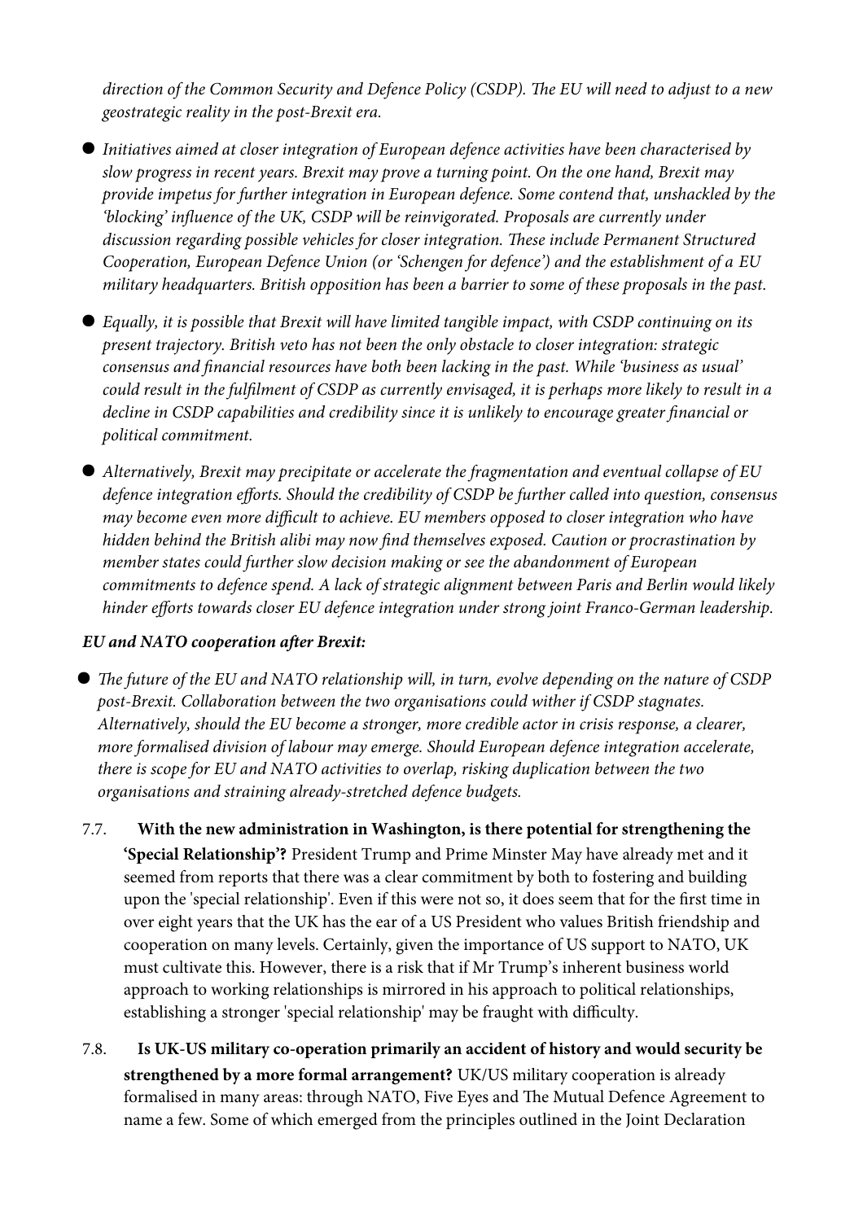*direction of the Common Security and Defence Policy (CSDP). The EU will need to adjust to a new geostrategic reality in the post-Brexit era.*

- *Initiatives aimed at closer integration of European defence activities have been characterised by slow progress in recent years. Brexit may prove a turning point. On the one hand, Brexit may provide impetus for further integration in European defence. Some contend that, unshackled by the 'blocking' influence of the UK, CSDP will be reinvigorated. Proposals are currently under discussion regarding possible vehicles for closer integration. These include Permanent Structured Cooperation, European Defence Union (or 'Schengen for defence') and the establishment of a EU military headquarters. British opposition has been a barrier to some of these proposals in the past.*

- *Equally, it is possible that Brexit will have limited tangible impact, with CSDP continuing on its present trajectory. British veto has not been the only obstacle to closer integration: strategic consensus and financial resources have both been lacking in the past. While 'business as usual' could result in the fulfilment of CSDP as currently envisaged, it is perhaps more likely to result in a decline in CSDP capabilities and credibility since it is unlikely to encourage greater financial or political commitment.*

- *Alternatively, Brexit may precipitate or accelerate the fragmentation and eventual collapse of EU defence integration efforts. Should the credibility of CSDP be further called into question, consensus may become even more difficult to achieve. EU members opposed to closer integration who have hidden behind the British alibi may now find themselves exposed. Caution or procrastination by member states could further slow decision making or see the abandonment of European commitments to defence spend. A lack of strategic alignment between Paris and Berlin would likely hinder efforts towards closer EU defence integration under strong joint Franco-German leadership.*

***EU and NATO cooperation after Brexit:***

- *The future of the EU and NATO relationship will, in turn, evolve depending on the nature of CSDP post-Brexit. Collaboration between the two organisations could wither if CSDP stagnates. Alternatively, should the EU become a stronger, more credible actor in crisis response, a clearer, more formalised division of labour may emerge. Should European defence integration accelerate, there is scope for EU and NATO activities to overlap, risking duplication between the two organisations and straining already-stretched defence budgets.*

7.7. **With the new administration in Washington, is there potential for strengthening the 'Special Relationship'?** President Trump and Prime Minster May have already met and it seemed from reports that there was a clear commitment by both to fostering and building upon the 'special relationship'. Even if this were not so, it does seem that for the first time in over eight years that the UK has the ear of a US President who values British friendship and cooperation on many levels. Certainly, given the importance of US support to NATO, UK must cultivate this. However, there is a risk that if Mr Trump's inherent business world approach to working relationships is mirrored in his approach to political relationships, establishing a stronger 'special relationship' may be fraught with difficulty.

7.8. **Is UK-US military co-operation primarily an accident of history and would security be strengthened by a more formal arrangement?** UK/US military cooperation is already formalised in many areas: through NATO, Five Eyes and The Mutual Defence Agreement to name a few. Some of which emerged from the principles outlined in the Joint Declaration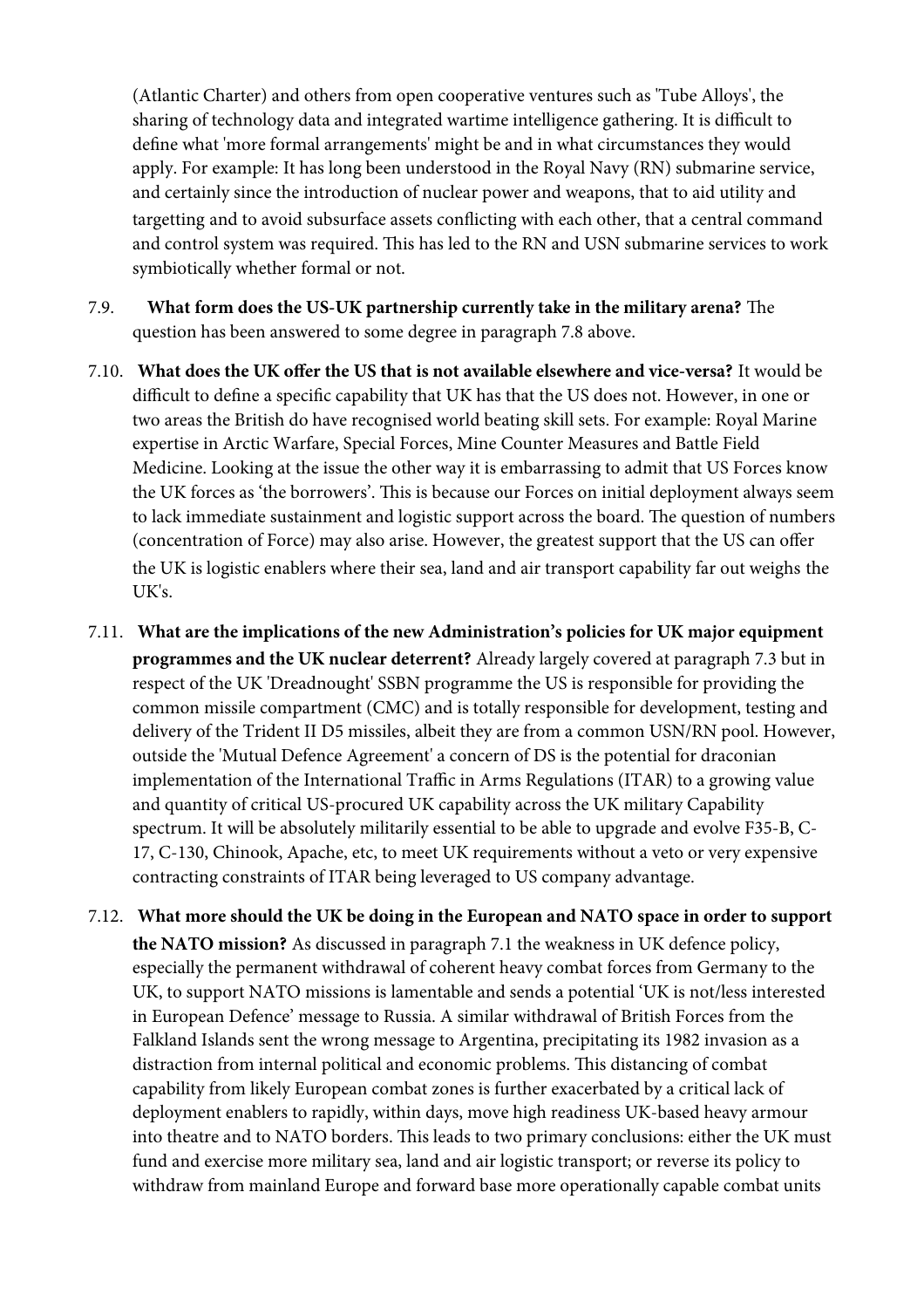(Atlantic Charter) and others from open cooperative ventures such as 'Tube Alloys', the sharing of technology data and integrated wartime intelligence gathering. It is difficult to define what 'more formal arrangements' might be and in what circumstances they would apply. For example: It has long been understood in the Royal Navy (RN) submarine service, and certainly since the introduction of nuclear power and weapons, that to aid utility and targetting and to avoid subsurface assets conflicting with each other, that a central command and control system was required. This has led to the RN and USN submarine services to work symbiotically whether formal or not.

7.9. **What form does the US-UK partnership currently take in the military arena?** The question has been answered to some degree in paragraph 7.8 above.

7.10. **What does the UK offer the US that is not available elsewhere and vice-versa?** It would be difficult to define a specific capability that UK has that the US does not. However, in one or two areas the British do have recognised world beating skill sets. For example: Royal Marine expertise in Arctic Warfare, Special Forces, Mine Counter Measures and Battle Field Medicine. Looking at the issue the other way it is embarrassing to admit that US Forces know the UK forces as 'the borrowers'. This is because our Forces on initial deployment always seem to lack immediate sustainment and logistic support across the board. The question of numbers (concentration of Force) may also arise. However, the greatest support that the US can offer the UK is logistic enablers where their sea, land and air transport capability far out weighs the UK's.

7.11. **What are the implications of the new Administration's policies for UK major equipment programmes and the UK nuclear deterrent?** Already largely covered at paragraph 7.3 but in respect of the UK 'Dreadnought' SSBN programme the US is responsible for providing the common missile compartment (CMC) and is totally responsible for development, testing and delivery of the Trident II D5 missiles, albeit they are from a common USN/RN pool. However, outside the 'Mutual Defence Agreement' a concern of DS is the potential for draconian implementation of the International Traffic in Arms Regulations (ITAR) to a growing value and quantity of critical US-procured UK capability across the UK military Capability spectrum. It will be absolutely militarily essential to be able to upgrade and evolve F35-B, C-17, C-130, Chinook, Apache, etc, to meet UK requirements without a veto or very expensive contracting constraints of ITAR being leveraged to US company advantage.

7.12. **What more should the UK be doing in the European and NATO space in order to support the NATO mission?** As discussed in paragraph 7.1 the weakness in UK defence policy, especially the permanent withdrawal of coherent heavy combat forces from Germany to the UK, to support NATO missions is lamentable and sends a potential 'UK is not/less interested in European Defence' message to Russia. A similar withdrawal of British Forces from the Falkland Islands sent the wrong message to Argentina, precipitating its 1982 invasion as a distraction from internal political and economic problems. This distancing of combat capability from likely European combat zones is further exacerbated by a critical lack of deployment enablers to rapidly, within days, move high readiness UK-based heavy armour into theatre and to NATO borders. This leads to two primary conclusions: either the UK must fund and exercise more military sea, land and air logistic transport; or reverse its policy to withdraw from mainland Europe and forward base more operationally capable combat units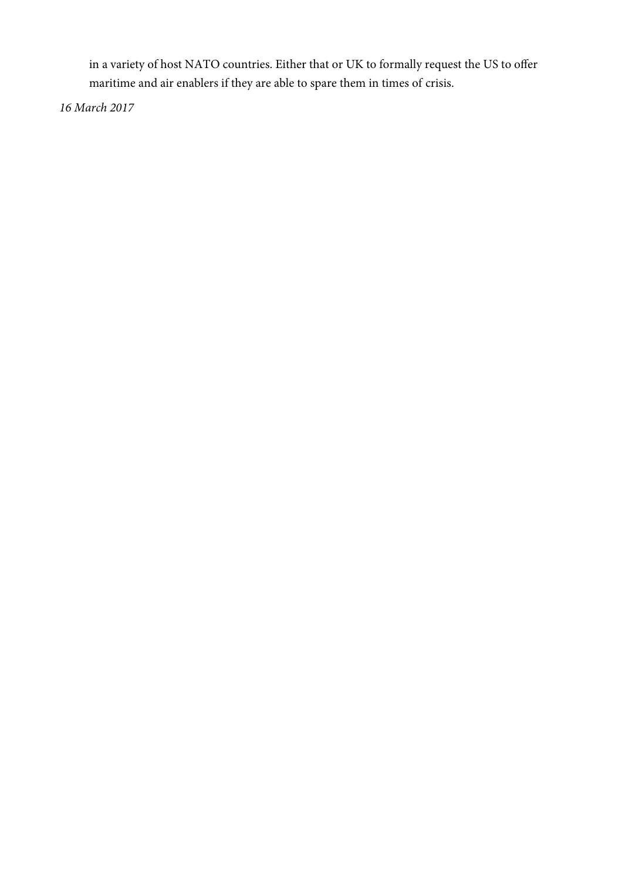in a variety of host NATO countries. Either that or UK to formally request the US to offer maritime and air enablers if they are able to spare them in times of crisis.

*16 March 2017*